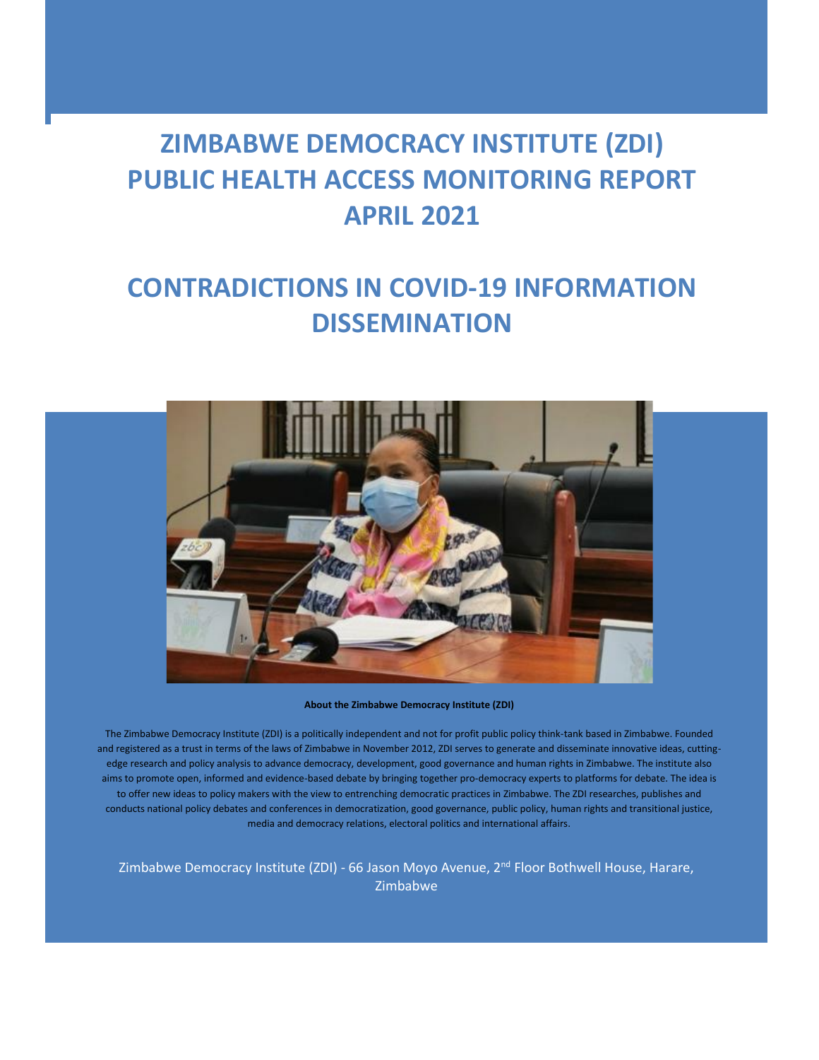# ZIMBABWE DEMOCRACY INSTITUTE (ZDI) PUBLIC HEALTH ACCESS MONITORING REPORT APRIL 2021

# CONTRADICTIONS IN COVID-19 INFORMATION DISSEMINATION

**About the Zimbabwe Democracy Institute (ZDI)**

The Zimbabwe Democracy Institute (ZDI) is a politically independent and not for profit public policy think-tank based in Zimbabwe. Founded and registered as a trust in terms of the laws of Zimbabwe in November 2012, ZDI serves to generate and disseminate innovative ideas, cutting-edge research and policy analysis to advance democracy, development, good governance and human rights in Zimbabwe. The institute also aims to promote open, informed and evidence-based debate by bringing together pro-democracy experts to platforms for debate. The idea is to offer new ideas to policy makers with the view to entrenching democratic practices in Zimbabwe. The ZDI researches, publishes and conducts national policy debates and conferences in democratization, good governance, public policy, human rights and transitional justice, media and democracy relations, electoral politics and international affairs.

Zimbabwe Democracy Institute (ZDI) - 66 Jason Moyo Avenue, 2nd Floor Bothwell House, Harare, Zimbabwe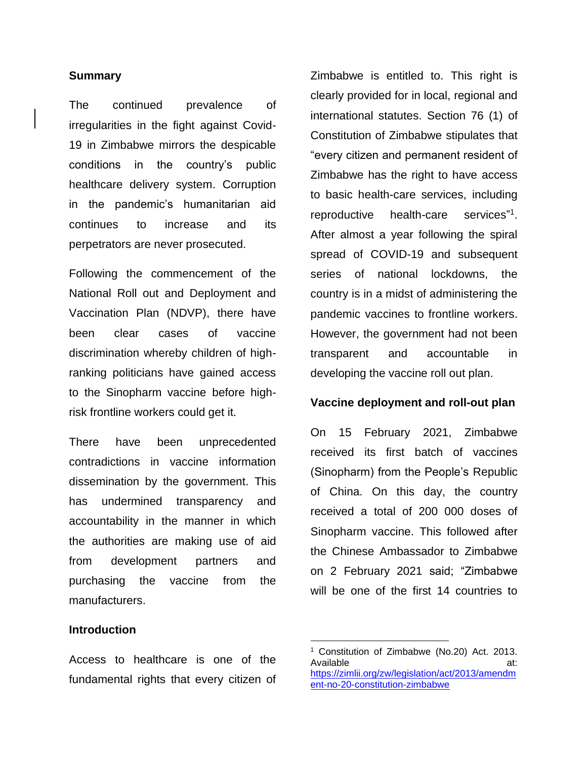## Summary

The continued prevalence of irregularities in the fight against Covid-19 in Zimbabwe mirrors the despicable conditions in the country's public healthcare delivery system. Corruption in the pandemic's humanitarian aid continues to increase and its perpetrators are never prosecuted.

Following the commencement of the National Roll out and Deployment and Vaccination Plan (NDVP), there have been clear cases of vaccine discrimination whereby children of high-ranking politicians have gained access to the Sinopharm vaccine before high-risk frontline workers could get it.

There have been unprecedented contradictions in vaccine information dissemination by the government. This has undermined transparency and accountability in the manner in which the authorities are making use of aid from development partners and purchasing the vaccine from the manufacturers.

## Introduction

Access to healthcare is one of the fundamental rights that every citizen of Zimbabwe is entitled to. This right is clearly provided for in local, regional and international statutes. Section 76 (1) of Constitution of Zimbabwe stipulates that "every citizen and permanent resident of Zimbabwe has the right to have access to basic health-care services, including reproductive health-care services"[1]. After almost a year following the spiral spread of COVID-19 and subsequent series of national lockdowns, the country is in a midst of administering the pandemic vaccines to frontline workers. However, the government had not been transparent and accountable in developing the vaccine roll out plan.

## Vaccine deployment and roll-out plan

On 15 February 2021, Zimbabwe received its first batch of vaccines (Sinopharm) from the People's Republic of China. On this day, the country received a total of 200 000 doses of Sinopharm vaccine. This followed after the Chinese Ambassador to Zimbabwe on 2 February 2021 said; "Zimbabwe will be one of the first 14 countries to

---

[1] Constitution of Zimbabwe (No.20) Act. 2013. Available at: https://zimlii.org/zw/legislation/act/2013/amendment-no-20-constitution-zimbabwe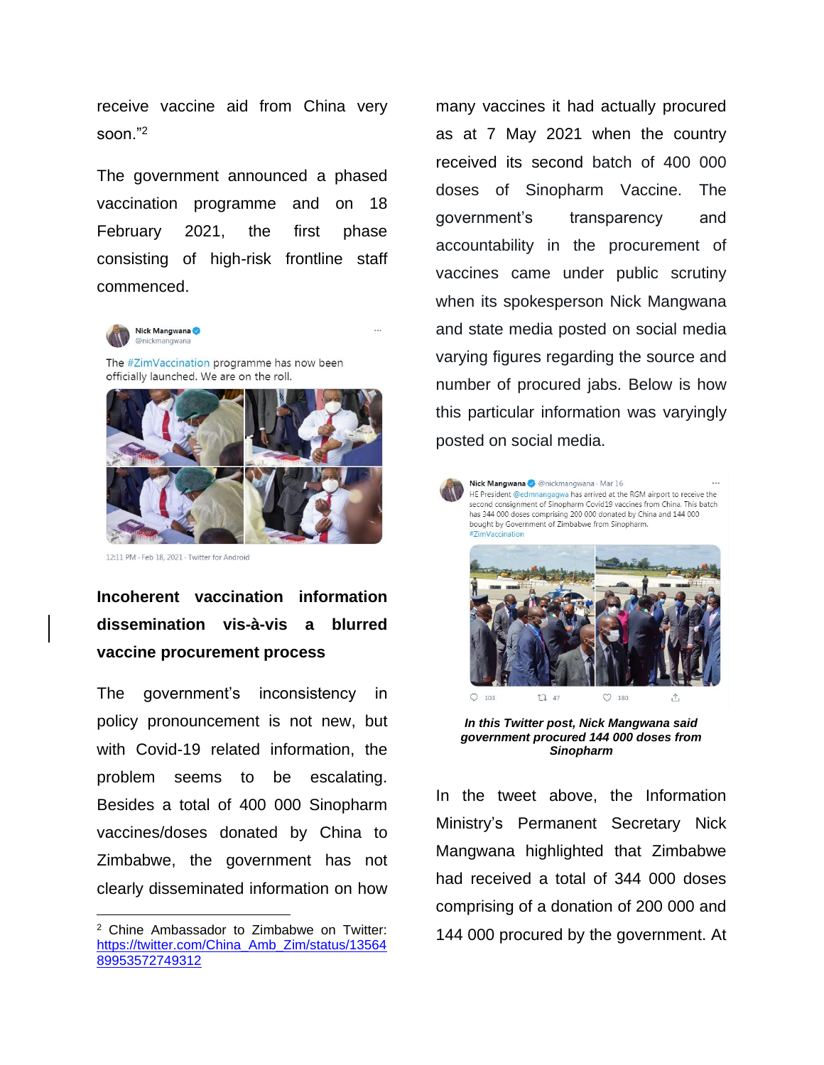receive vaccine aid from China very soon."[2]

The government announced a phased vaccination programme and on 18 February 2021, the first phase consisting of high-risk frontline staff commenced.

## Incoherent vaccination information dissemination vis-à-vis a blurred vaccine procurement process

The government's inconsistency in policy pronouncement is not new, but with Covid-19 related information, the problem seems to be escalating. Besides a total of 400 000 Sinopharm vaccines/doses donated by China to Zimbabwe, the government has not clearly disseminated information on how many vaccines it had actually procured as at 7 May 2021 when the country received its second batch of 400 000 doses of Sinopharm Vaccine. The government's transparency and accountability in the procurement of vaccines came under public scrutiny when its spokesperson Nick Mangwana and state media posted on social media varying figures regarding the source and number of procured jabs. Below is how this particular information was varyingly posted on social media.

***In this Twitter post, Nick Mangwana said government procured 144 000 doses from Sinopharm***

In the tweet above, the Information Ministry's Permanent Secretary Nick Mangwana highlighted that Zimbabwe had received a total of 344 000 doses comprising of a donation of 200 000 and 144 000 procured by the government. At

[2] Chine Ambassador to Zimbabwe on Twitter: https://twitter.com/China_Amb_Zim/status/1356489953572749312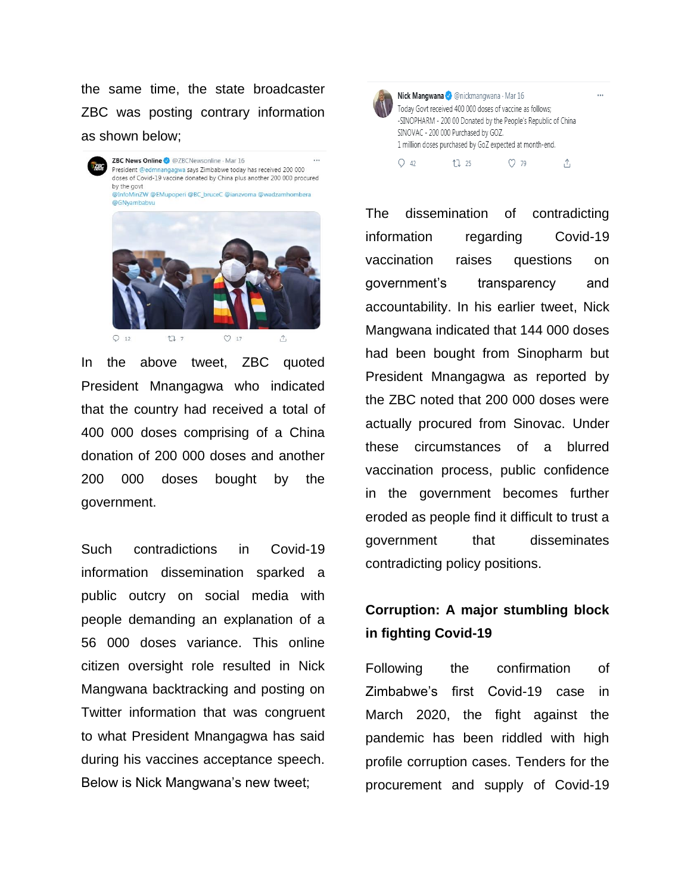the same time, the state broadcaster ZBC was posting contrary information as shown below;

ZBC News Online @ZBCNewsonline · Mar 16
President @edmnangagwa says Zimbabwe today has received 200 000 doses of Covid-19 vaccine donated by China plus another 200 000 procured by the govt
@InfoMinZW @EMupoperi @BC_bruceC @ianzvoma @wadzamhombera @GNyambabvu

In the above tweet, ZBC quoted President Mnangagwa who indicated that the country had received a total of 400 000 doses comprising of a China donation of 200 000 doses and another 200 000 doses bought by the government.

Such contradictions in Covid-19 information dissemination sparked a public outcry on social media with people demanding an explanation of a 56 000 doses variance. This online citizen oversight role resulted in Nick Mangwana backtracking and posting on Twitter information that was congruent to what President Mnangagwa has said during his vaccines acceptance speech. Below is Nick Mangwana's new tweet;

Nick Mangwana @nickmangwana · Mar 16
Today Govt received 400 000 doses of vaccine as follows;
-SINOPHARM - 200 00 Donated by the People's Republic of China
SINOVAC - 200 000 Purchased by GOZ.
1 million doses purchased by GoZ expected at month-end.

The dissemination of contradicting information regarding Covid-19 vaccination raises questions on government's transparency and accountability. In his earlier tweet, Nick Mangwana indicated that 144 000 doses had been bought from Sinopharm but President Mnangagwa as reported by the ZBC noted that 200 000 doses were actually procured from Sinovac. Under these circumstances of a blurred vaccination process, public confidence in the government becomes further eroded as people find it difficult to trust a government that disseminates contradicting policy positions.

## Corruption: A major stumbling block in fighting Covid-19

Following the confirmation of Zimbabwe's first Covid-19 case in March 2020, the fight against the pandemic has been riddled with high profile corruption cases. Tenders for the procurement and supply of Covid-19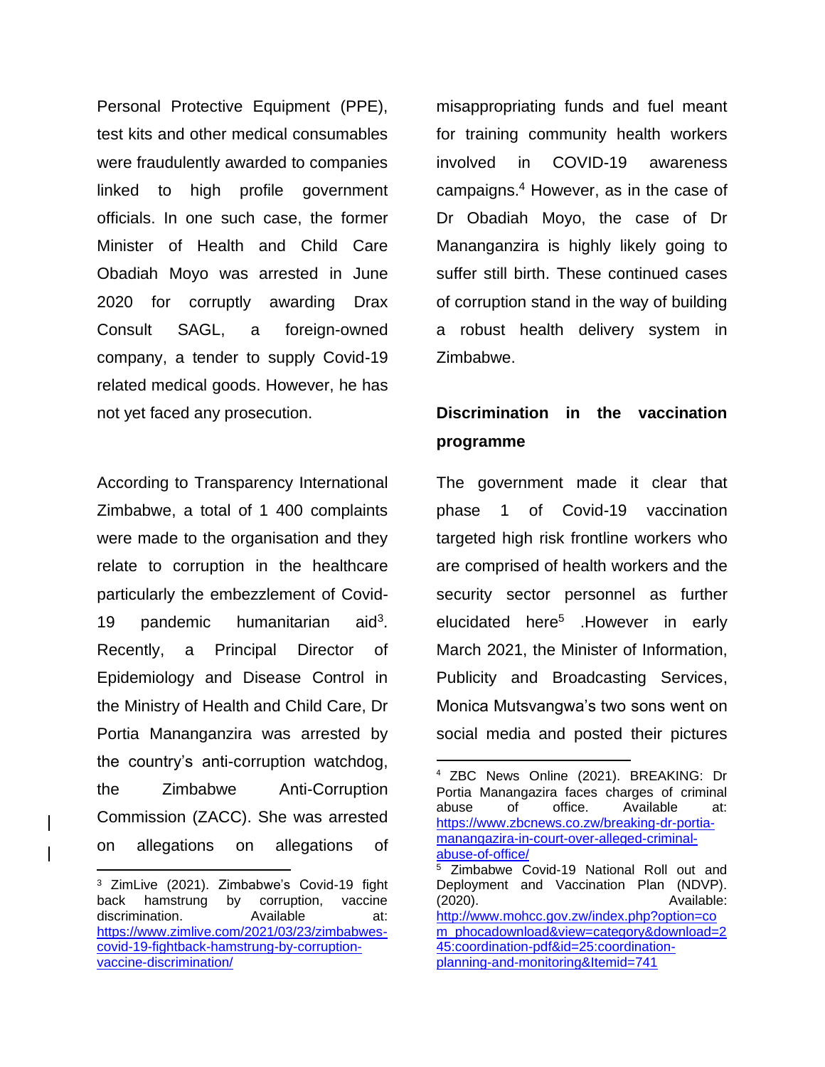Personal Protective Equipment (PPE), test kits and other medical consumables were fraudulently awarded to companies linked to high profile government officials. In one such case, the former Minister of Health and Child Care Obadiah Moyo was arrested in June 2020 for corruptly awarding Drax Consult SAGL, a foreign-owned company, a tender to supply Covid-19 related medical goods. However, he has not yet faced any prosecution.

According to Transparency International Zimbabwe, a total of 1 400 complaints were made to the organisation and they relate to corruption in the healthcare particularly the embezzlement of Covid-19 pandemic humanitarian aid[3]. Recently, a Principal Director of Epidemiology and Disease Control in the Ministry of Health and Child Care, Dr Portia Mananganzira was arrested by the country's anti-corruption watchdog, the Zimbabwe Anti-Corruption Commission (ZACC). She was arrested on allegations on allegations of misappropriating funds and fuel meant for training community health workers involved in COVID-19 awareness campaigns.[4] However, as in the case of Dr Obadiah Moyo, the case of Dr Mananganzira is highly likely going to suffer still birth. These continued cases of corruption stand in the way of building a robust health delivery system in Zimbabwe.

## Discrimination in the vaccination programme

The government made it clear that phase 1 of Covid-19 vaccination targeted high risk frontline workers who are comprised of health workers and the security sector personnel as further elucidated here[5] .However in early March 2021, the Minister of Information, Publicity and Broadcasting Services, Monica Mutsvangwa's two sons went on social media and posted their pictures

---

[3] ZimLive (2021). Zimbabwe's Covid-19 fight back hamstrung by corruption, vaccine discrimination. Available at: https://www.zimlive.com/2021/03/23/zimbabwes-covid-19-fightback-hamstrung-by-corruption-vaccine-discrimination/

[4] ZBC News Online (2021). BREAKING: Dr Portia Manangazira faces charges of criminal abuse of office. Available at: https://www.zbcnews.co.zw/breaking-dr-portia-manangazira-in-court-over-alleged-criminal-abuse-of-office/

[5] Zimbabwe Covid-19 National Roll out and Deployment and Vaccination Plan (NDVP). (2020). Available: http://www.mohcc.gov.zw/index.php?option=com_phocadownload&view=category&download=245:coordination-pdf&id=25:coordination-planning-and-monitoring&Itemid=741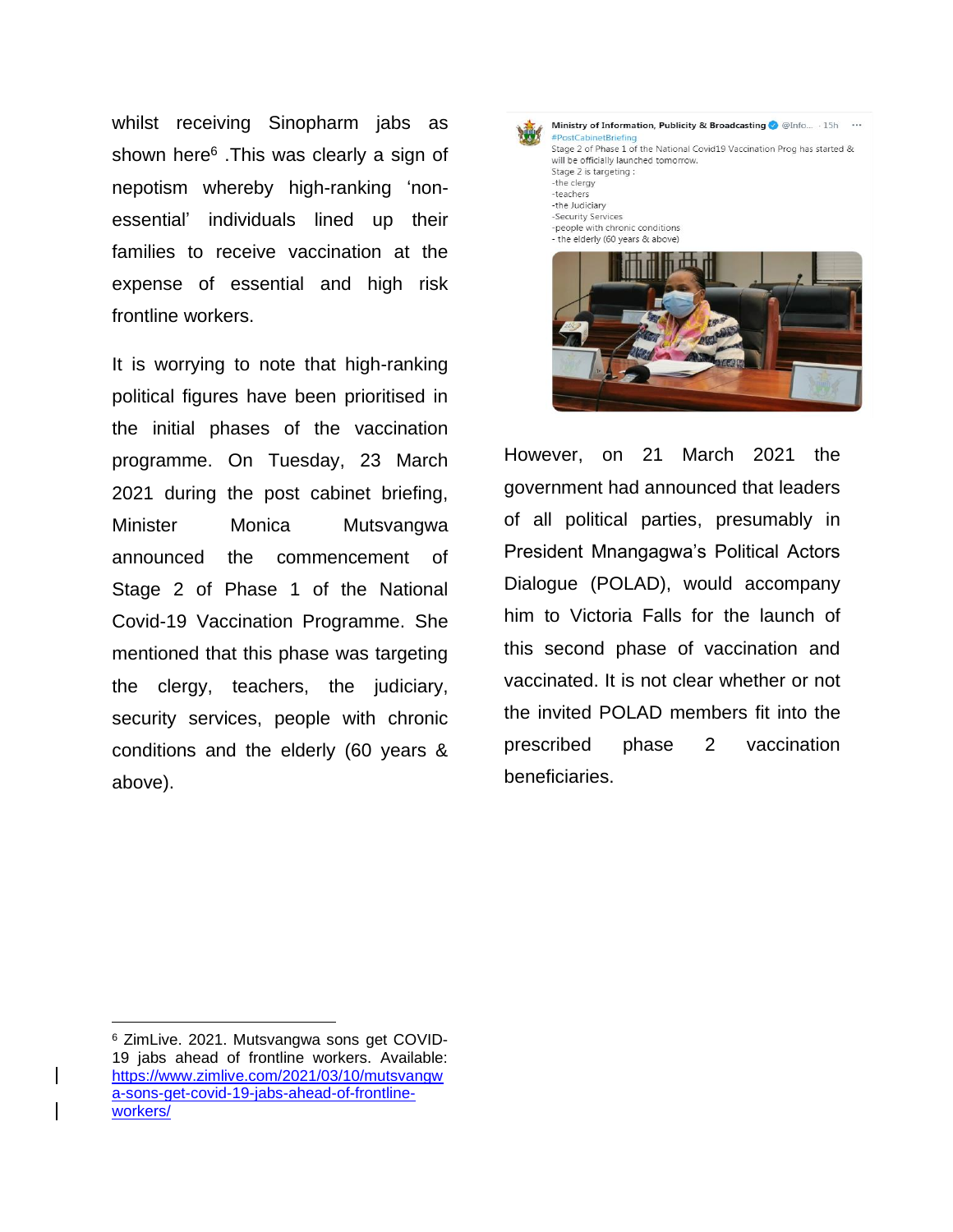whilst receiving Sinopharm jabs as shown here[6] .This was clearly a sign of nepotism whereby high-ranking 'non-essential' individuals lined up their families to receive vaccination at the expense of essential and high risk frontline workers.

It is worrying to note that high-ranking political figures have been prioritised in the initial phases of the vaccination programme. On Tuesday, 23 March 2021 during the post cabinet briefing, Minister Monica Mutsvangwa announced the commencement of Stage 2 of Phase 1 of the National Covid-19 Vaccination Programme. She mentioned that this phase was targeting the clergy, teachers, the judiciary, security services, people with chronic conditions and the elderly (60 years & above).

Ministry of Information, Publicity & Broadcasting @Info... · 15h
#PostCabinetBriefing
Stage 2 of Phase 1 of the National Covid19 Vaccination Prog has started & will be officially launched tomorrow.
Stage 2 is targeting :
-the clergy
-teachers
-the Judiciary
-Security Services
-people with chronic conditions
- the elderly (60 years & above)

However, on 21 March 2021 the government had announced that leaders of all political parties, presumably in President Mnangagwa's Political Actors Dialogue (POLAD), would accompany him to Victoria Falls for the launch of this second phase of vaccination and vaccinated. It is not clear whether or not the invited POLAD members fit into the prescribed phase 2 vaccination beneficiaries.

---

[6] ZimLive. 2021. Mutsvangwa sons get COVID-19 jabs ahead of frontline workers. Available: https://www.zimlive.com/2021/03/10/mutsvangwa-sons-get-covid-19-jabs-ahead-of-frontline-workers/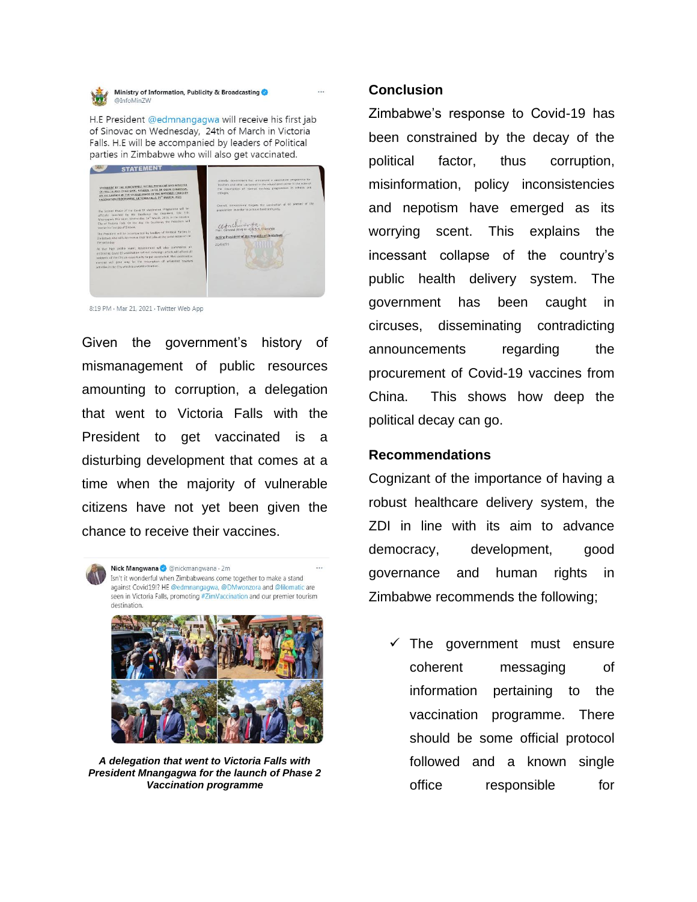Given the government's history of mismanagement of public resources amounting to corruption, a delegation that went to Victoria Falls with the President to get vaccinated is a disturbing development that comes at a time when the majority of vulnerable citizens have not yet been given the chance to receive their vaccines.

***A delegation that went to Victoria Falls with President Mnangagwa for the launch of Phase 2 Vaccination programme***

## Conclusion

Zimbabwe's response to Covid-19 has been constrained by the decay of the political factor, thus corruption, misinformation, policy inconsistencies and nepotism have emerged as its worrying scent. This explains the incessant collapse of the country's public health delivery system. The government has been caught in circuses, disseminating contradicting announcements regarding the procurement of Covid-19 vaccines from China. This shows how deep the political decay can go.

## Recommendations

Cognizant of the importance of having a robust healthcare delivery system, the ZDI in line with its aim to advance democracy, development, good governance and human rights in Zimbabwe recommends the following;

- ✓ The government must ensure coherent messaging of information pertaining to the vaccination programme. There should be some official protocol followed and a known single office responsible for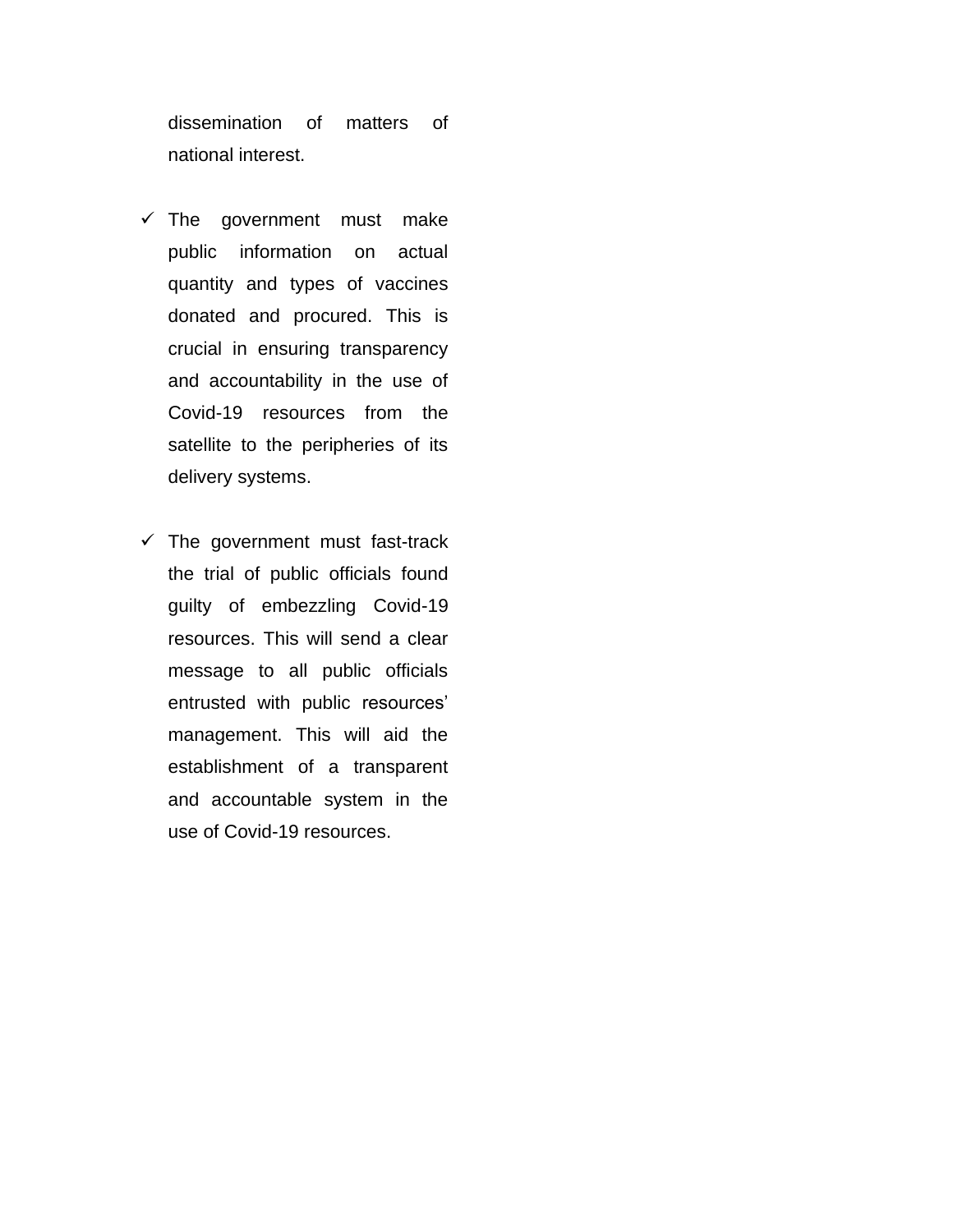dissemination of matters of national interest.

- ✓ The government must make public information on actual quantity and types of vaccines donated and procured. This is crucial in ensuring transparency and accountability in the use of Covid-19 resources from the satellite to the peripheries of its delivery systems.

- ✓ The government must fast-track the trial of public officials found guilty of embezzling Covid-19 resources. This will send a clear message to all public officials entrusted with public resources' management. This will aid the establishment of a transparent and accountable system in the use of Covid-19 resources.